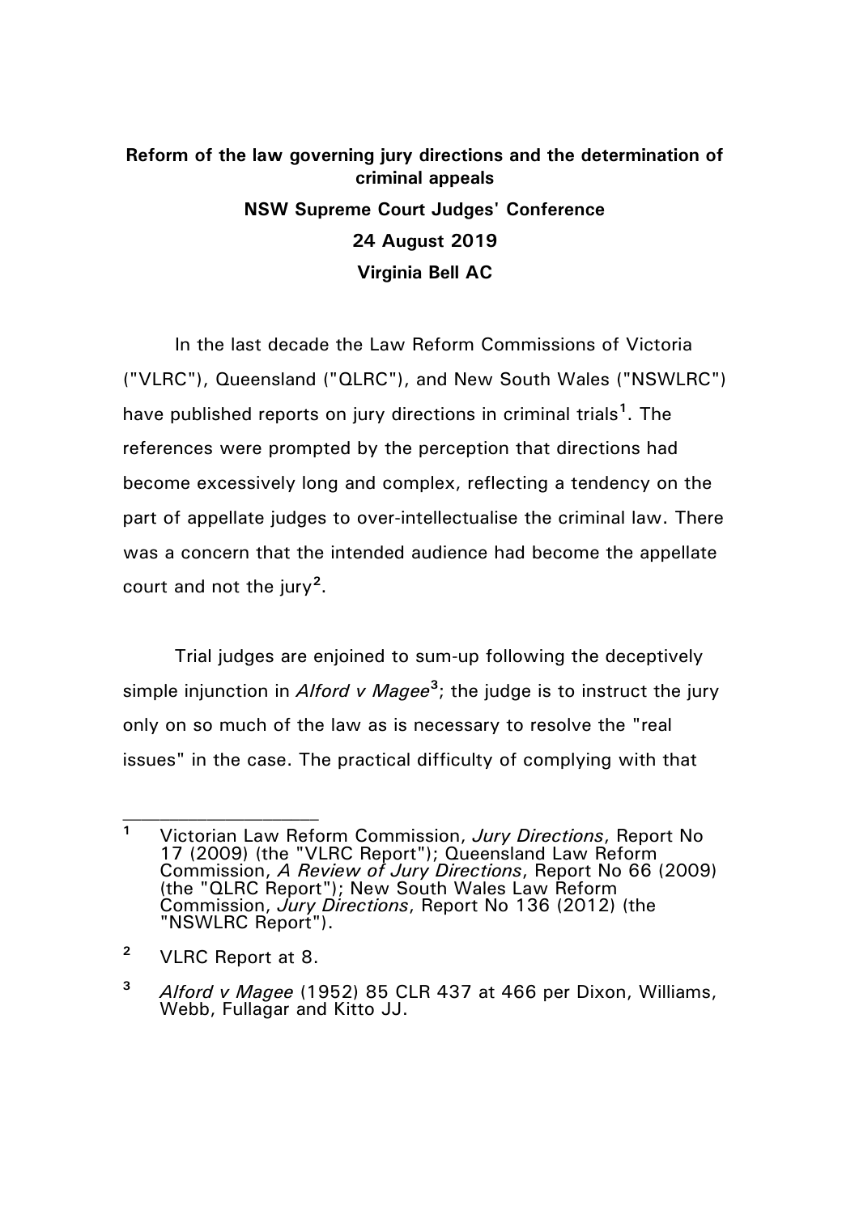**Reform of the law governing jury directions and the determination of criminal appeals**

**NSW Supreme Court Judges' Conference**

**24 August 2019**

**Virginia Bell AC**

In the last decade the Law Reform Commissions of Victoria ("VLRC"), Queensland ("QLRC"), and New South Wales ("NSWLRC") have published reports on jury directions in criminal trials[1]. The references were prompted by the perception that directions had become excessively long and complex, reflecting a tendency on the part of appellate judges to over-intellectualise the criminal law. There was a concern that the intended audience had become the appellate court and not the jury[2].

Trial judges are enjoined to sum-up following the deceptively simple injunction in *Alford v Magee*[3]; the judge is to instruct the jury only on so much of the law as is necessary to resolve the "real issues" in the case. The practical difficulty of complying with that

---

[1] Victorian Law Reform Commission, *Jury Directions*, Report No 17 (2009) (the "VLRC Report"); Queensland Law Reform Commission, *A Review of Jury Directions*, Report No 66 (2009) (the "QLRC Report"); New South Wales Law Reform Commission, *Jury Directions*, Report No 136 (2012) (the "NSWLRC Report").

[2] VLRC Report at 8.

[3] *Alford v Magee* (1952) 85 CLR 437 at 466 per Dixon, Williams, Webb, Fullagar and Kitto JJ.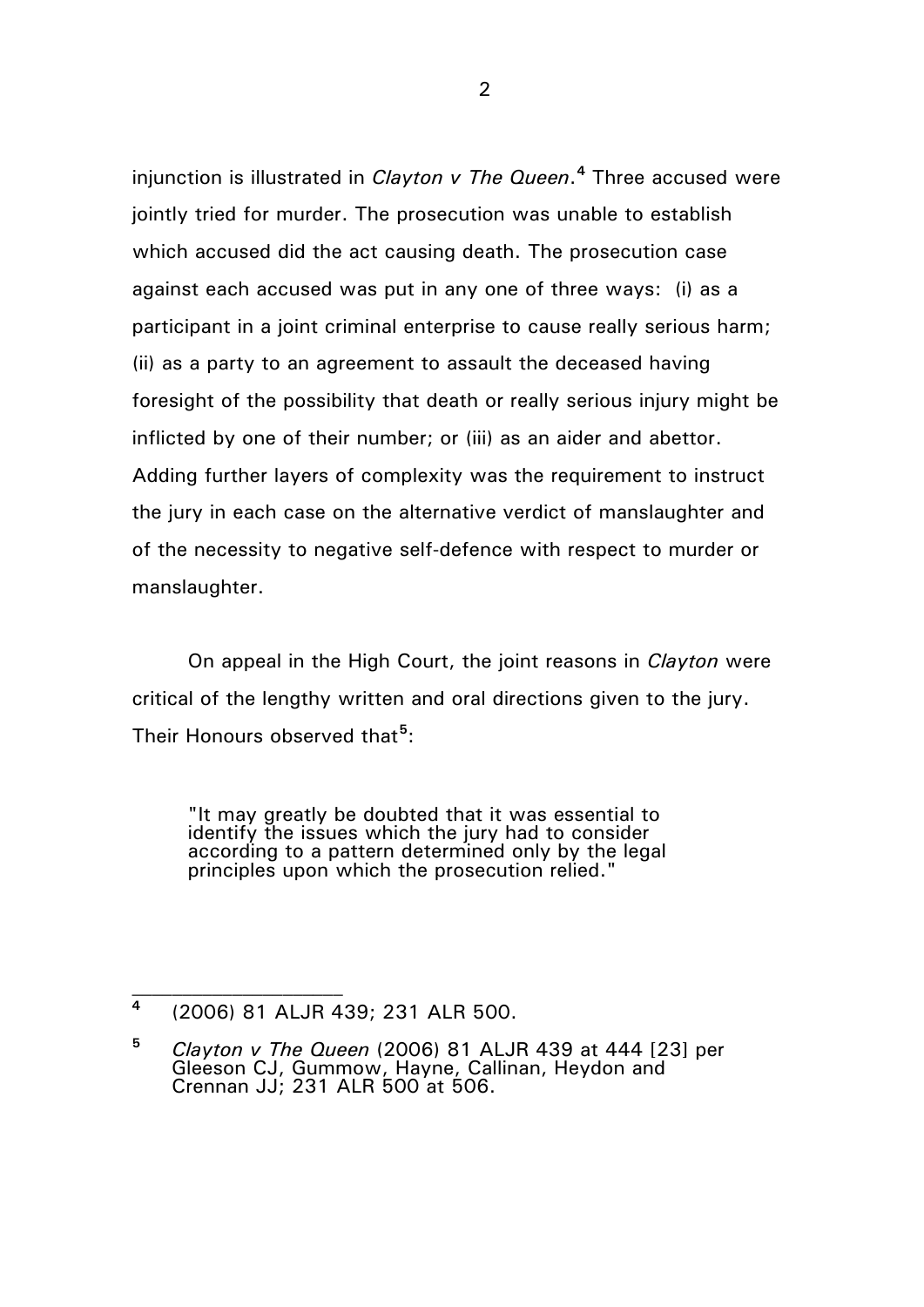injunction is illustrated in *Clayton v The Queen*.[4] Three accused were jointly tried for murder. The prosecution was unable to establish which accused did the act causing death. The prosecution case against each accused was put in any one of three ways: (i) as a participant in a joint criminal enterprise to cause really serious harm; (ii) as a party to an agreement to assault the deceased having foresight of the possibility that death or really serious injury might be inflicted by one of their number; or (iii) as an aider and abettor. Adding further layers of complexity was the requirement to instruct the jury in each case on the alternative verdict of manslaughter and of the necessity to negative self-defence with respect to murder or manslaughter.

On appeal in the High Court, the joint reasons in *Clayton* were critical of the lengthy written and oral directions given to the jury. Their Honours observed that[5]:

> "It may greatly be doubted that it was essential to identify the issues which the jury had to consider according to a pattern determined only by the legal principles upon which the prosecution relied."

---

[4] (2006) 81 ALJR 439; 231 ALR 500.

[5] *Clayton v The Queen* (2006) 81 ALJR 439 at 444 [23] per Gleeson CJ, Gummow, Hayne, Callinan, Heydon and Crennan JJ; 231 ALR 500 at 506.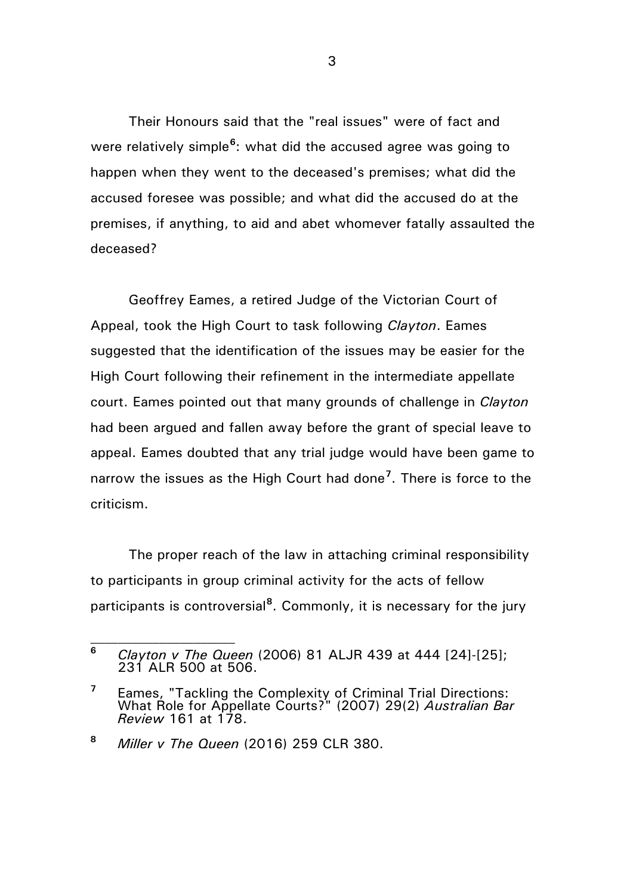Their Honours said that the "real issues" were of fact and were relatively simple[6]: what did the accused agree was going to happen when they went to the deceased's premises; what did the accused foresee was possible; and what did the accused do at the premises, if anything, to aid and abet whomever fatally assaulted the deceased?

Geoffrey Eames, a retired Judge of the Victorian Court of Appeal, took the High Court to task following *Clayton*. Eames suggested that the identification of the issues may be easier for the High Court following their refinement in the intermediate appellate court. Eames pointed out that many grounds of challenge in *Clayton* had been argued and fallen away before the grant of special leave to appeal. Eames doubted that any trial judge would have been game to narrow the issues as the High Court had done[7]. There is force to the criticism.

The proper reach of the law in attaching criminal responsibility to participants in group criminal activity for the acts of fellow participants is controversial[8]. Commonly, it is necessary for the jury

---

[6] *Clayton v The Queen* (2006) 81 ALJR 439 at 444 [24]-[25]; 231 ALR 500 at 506.

[7] Eames, "Tackling the Complexity of Criminal Trial Directions: What Role for Appellate Courts?" (2007) 29(2) *Australian Bar Review* 161 at 178.

[8] *Miller v The Queen* (2016) 259 CLR 380.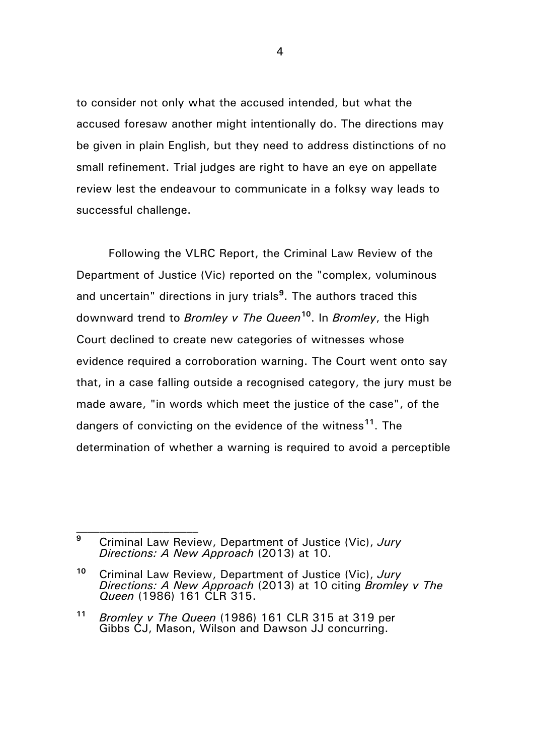to consider not only what the accused intended, but what the accused foresaw another might intentionally do. The directions may be given in plain English, but they need to address distinctions of no small refinement. Trial judges are right to have an eye on appellate review lest the endeavour to communicate in a folksy way leads to successful challenge.

Following the VLRC Report, the Criminal Law Review of the Department of Justice (Vic) reported on the "complex, voluminous and uncertain" directions in jury trials[9]. The authors traced this downward trend to *Bromley v The Queen*[10]. In *Bromley*, the High Court declined to create new categories of witnesses whose evidence required a corroboration warning. The Court went onto say that, in a case falling outside a recognised category, the jury must be made aware, "in words which meet the justice of the case", of the dangers of convicting on the evidence of the witness[11]. The determination of whether a warning is required to avoid a perceptible

---

[9] Criminal Law Review, Department of Justice (Vic), *Jury Directions: A New Approach* (2013) at 10.

[10] Criminal Law Review, Department of Justice (Vic), *Jury Directions: A New Approach* (2013) at 10 citing *Bromley v The Queen* (1986) 161 CLR 315.

[11] *Bromley v The Queen* (1986) 161 CLR 315 at 319 per Gibbs CJ, Mason, Wilson and Dawson JJ concurring.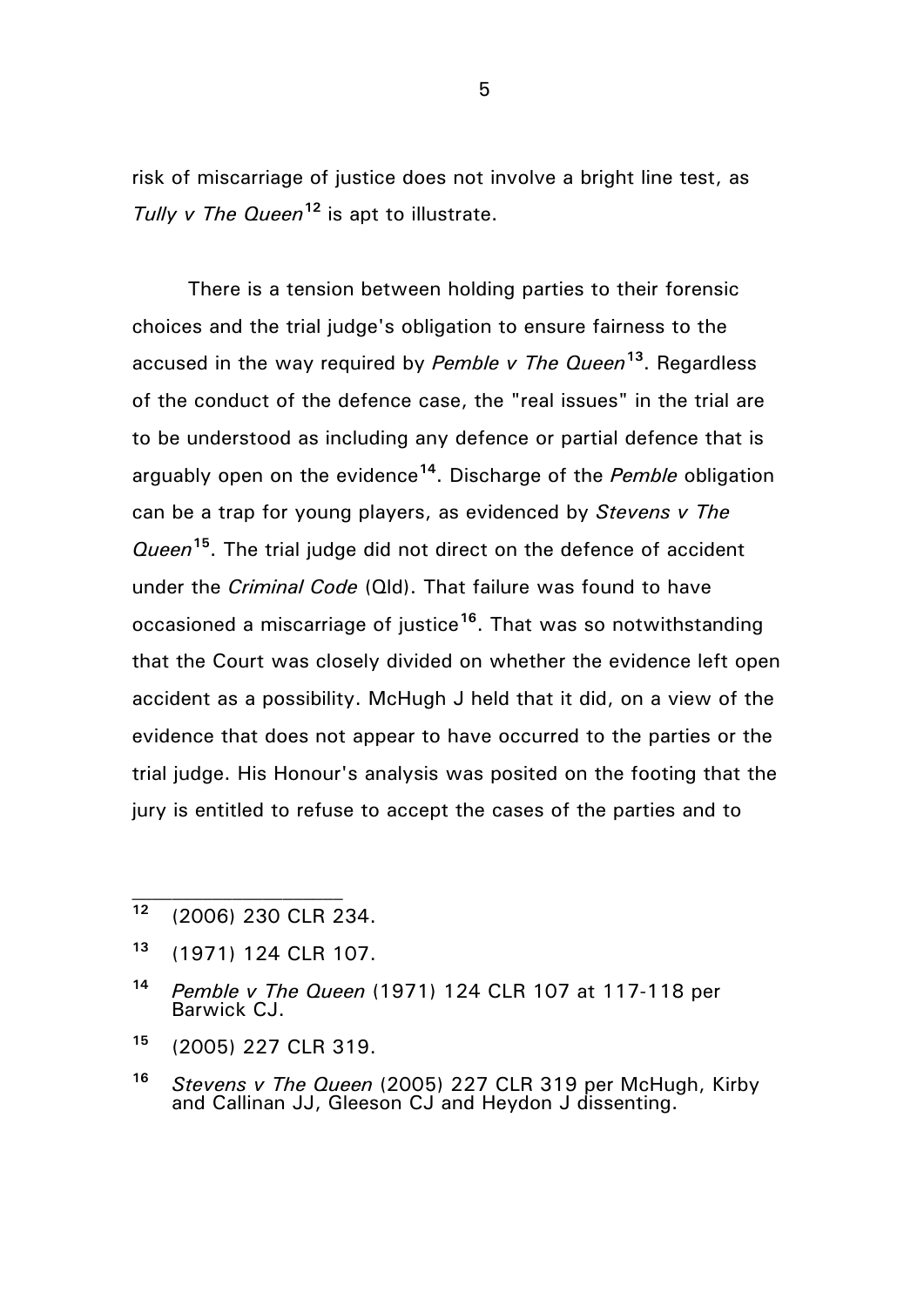risk of miscarriage of justice does not involve a bright line test, as *Tully v The Queen*[12] is apt to illustrate.

There is a tension between holding parties to their forensic choices and the trial judge's obligation to ensure fairness to the accused in the way required by *Pemble v The Queen*[13]. Regardless of the conduct of the defence case, the "real issues" in the trial are to be understood as including any defence or partial defence that is arguably open on the evidence[14]. Discharge of the *Pemble* obligation can be a trap for young players, as evidenced by *Stevens v The Queen*[15]. The trial judge did not direct on the defence of accident under the *Criminal Code* (Qld). That failure was found to have occasioned a miscarriage of justice[16]. That was so notwithstanding that the Court was closely divided on whether the evidence left open accident as a possibility. McHugh J held that it did, on a view of the evidence that does not appear to have occurred to the parties or the trial judge. His Honour's analysis was posited on the footing that the jury is entitled to refuse to accept the cases of the parties and to

---

[12] (2006) 230 CLR 234.

[13] (1971) 124 CLR 107.

[14] *Pemble v The Queen* (1971) 124 CLR 107 at 117-118 per Barwick CJ.

[15] (2005) 227 CLR 319.

[16] *Stevens v The Queen* (2005) 227 CLR 319 per McHugh, Kirby and Callinan JJ, Gleeson CJ and Heydon J dissenting.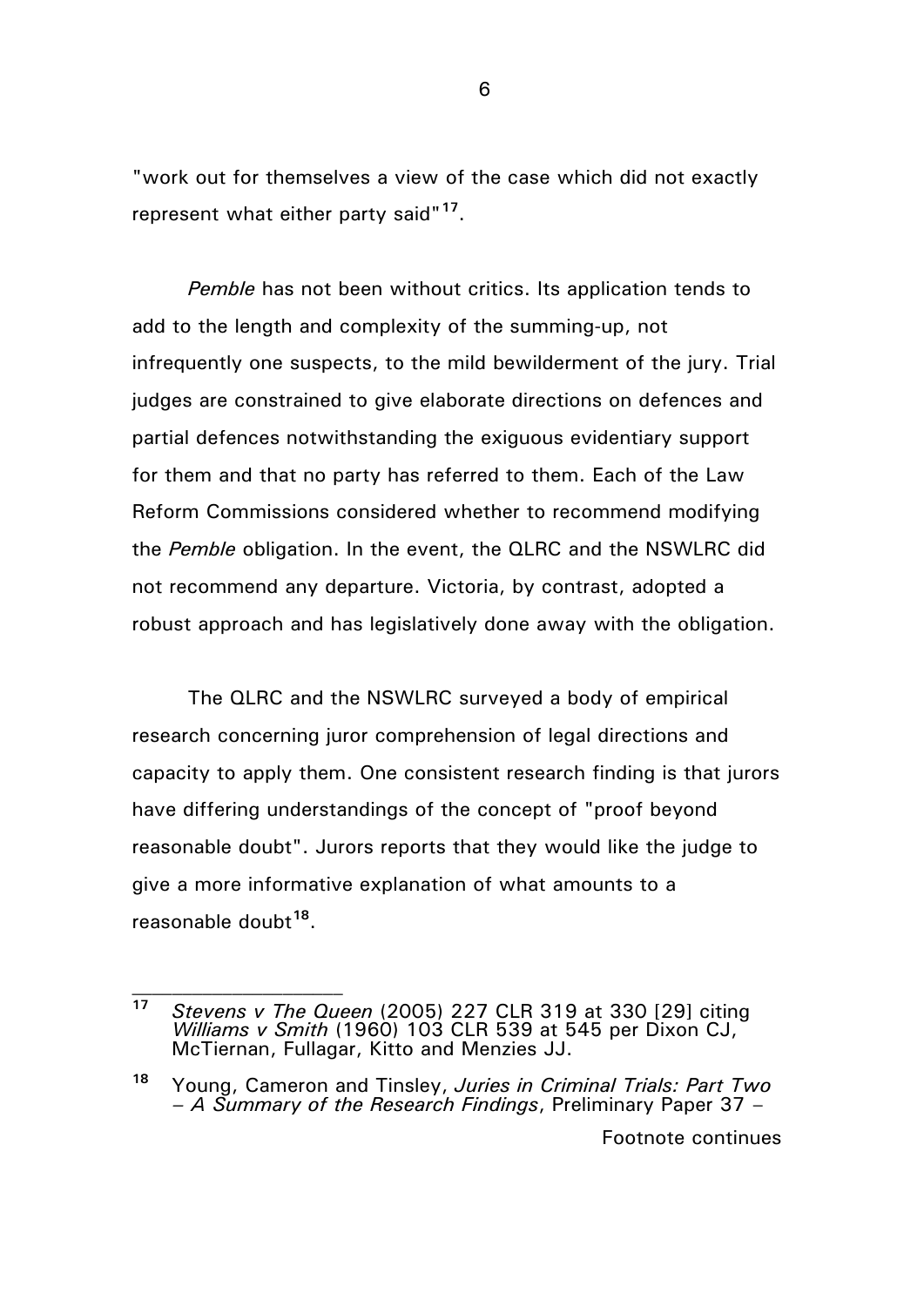"work out for themselves a view of the case which did not exactly represent what either party said"[17].

*Pemble* has not been without critics. Its application tends to add to the length and complexity of the summing-up, not infrequently one suspects, to the mild bewilderment of the jury. Trial judges are constrained to give elaborate directions on defences and partial defences notwithstanding the exiguous evidentiary support for them and that no party has referred to them. Each of the Law Reform Commissions considered whether to recommend modifying the *Pemble* obligation. In the event, the QLRC and the NSWLRC did not recommend any departure. Victoria, by contrast, adopted a robust approach and has legislatively done away with the obligation.

The QLRC and the NSWLRC surveyed a body of empirical research concerning juror comprehension of legal directions and capacity to apply them. One consistent research finding is that jurors have differing understandings of the concept of "proof beyond reasonable doubt". Jurors reports that they would like the judge to give a more informative explanation of what amounts to a reasonable doubt[18].

---

[17] *Stevens v The Queen* (2005) 227 CLR 319 at 330 [29] citing *Williams v Smith* (1960) 103 CLR 539 at 545 per Dixon CJ, McTiernan, Fullagar, Kitto and Menzies JJ.

[18] Young, Cameron and Tinsley, *Juries in Criminal Trials: Part Two – A Summary of the Research Findings*, Preliminary Paper 37 –

Footnote continues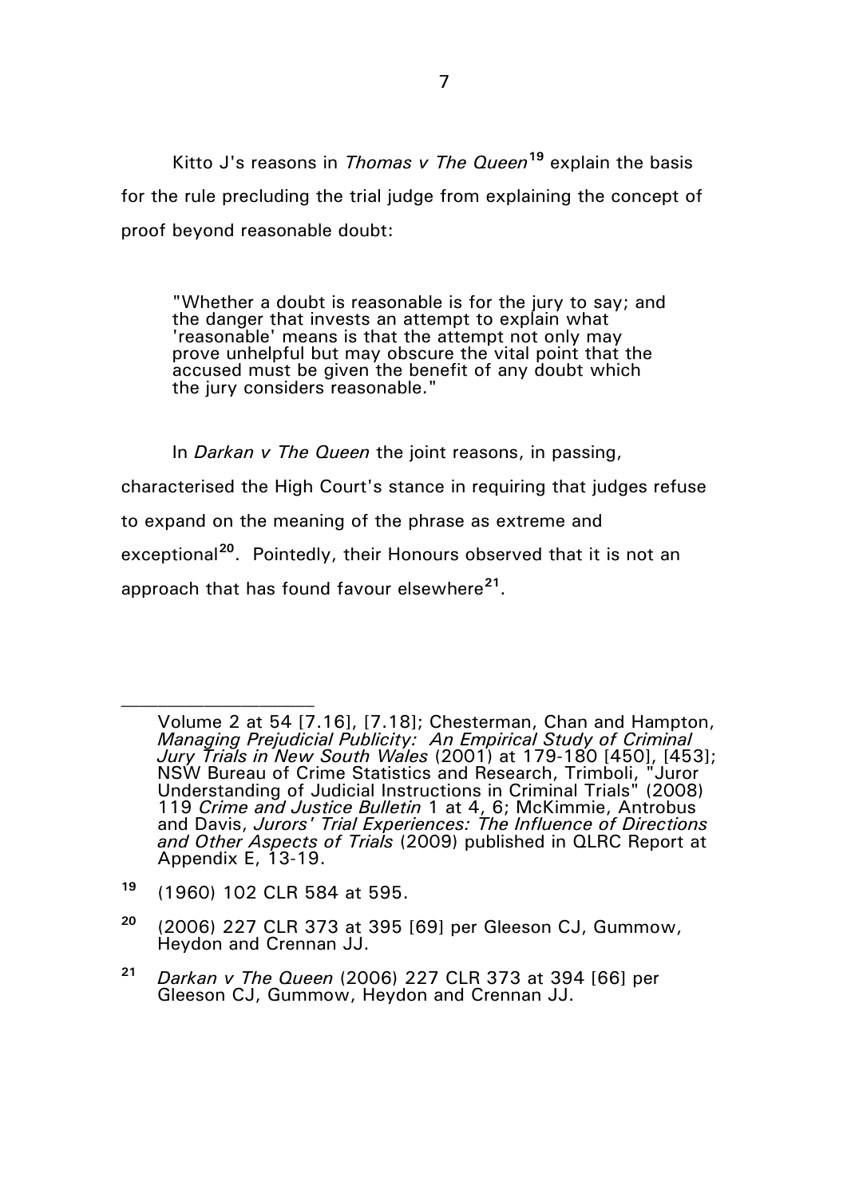Kitto J's reasons in *Thomas v The Queen*[19] explain the basis for the rule precluding the trial judge from explaining the concept of proof beyond reasonable doubt:

> "Whether a doubt is reasonable is for the jury to say; and the danger that invests an attempt to explain what 'reasonable' means is that the attempt not only may prove unhelpful but may obscure the vital point that the accused must be given the benefit of any doubt which the jury considers reasonable."

In *Darkan v The Queen* the joint reasons, in passing, characterised the High Court's stance in requiring that judges refuse to expand on the meaning of the phrase as extreme and exceptional[20]. Pointedly, their Honours observed that it is not an approach that has found favour elsewhere[21].

---

Volume 2 at 54 [7.16], [7.18]; Chesterman, Chan and Hampton, *Managing Prejudicial Publicity: An Empirical Study of Criminal Jury Trials in New South Wales* (2001) at 179-180 [450], [453]; NSW Bureau of Crime Statistics and Research, Trimboli, "Juror Understanding of Judicial Instructions in Criminal Trials" (2008) 119 *Crime and Justice Bulletin* 1 at 4, 6; McKimmie, Antrobus and Davis, *Jurors' Trial Experiences: The Influence of Directions and Other Aspects of Trials* (2009) published in QLRC Report at Appendix E, 13-19.

[19] (1960) 102 CLR 584 at 595.

[20] (2006) 227 CLR 373 at 395 [69] per Gleeson CJ, Gummow, Heydon and Crennan JJ.

[21] *Darkan v The Queen* (2006) 227 CLR 373 at 394 [66] per Gleeson CJ, Gummow, Heydon and Crennan JJ.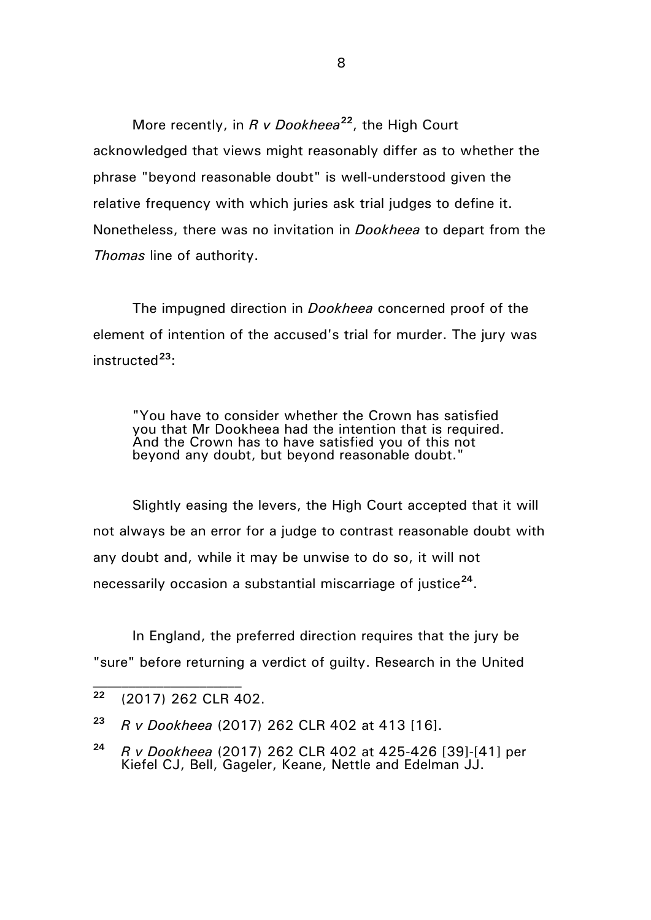More recently, in *R v Dookheea*[22], the High Court acknowledged that views might reasonably differ as to whether the phrase "beyond reasonable doubt" is well-understood given the relative frequency with which juries ask trial judges to define it. Nonetheless, there was no invitation in *Dookheea* to depart from the *Thomas* line of authority.

The impugned direction in *Dookheea* concerned proof of the element of intention of the accused's trial for murder. The jury was instructed[23]:

> "You have to consider whether the Crown has satisfied you that Mr Dookheea had the intention that is required. And the Crown has to have satisfied you of this not beyond any doubt, but beyond reasonable doubt."

Slightly easing the levers, the High Court accepted that it will not always be an error for a judge to contrast reasonable doubt with any doubt and, while it may be unwise to do so, it will not necessarily occasion a substantial miscarriage of justice[24].

In England, the preferred direction requires that the jury be "sure" before returning a verdict of guilty. Research in the United

---

[22] (2017) 262 CLR 402.

[23] *R v Dookheea* (2017) 262 CLR 402 at 413 [16].

[24] *R v Dookheea* (2017) 262 CLR 402 at 425-426 [39]-[41] per Kiefel CJ, Bell, Gageler, Keane, Nettle and Edelman JJ.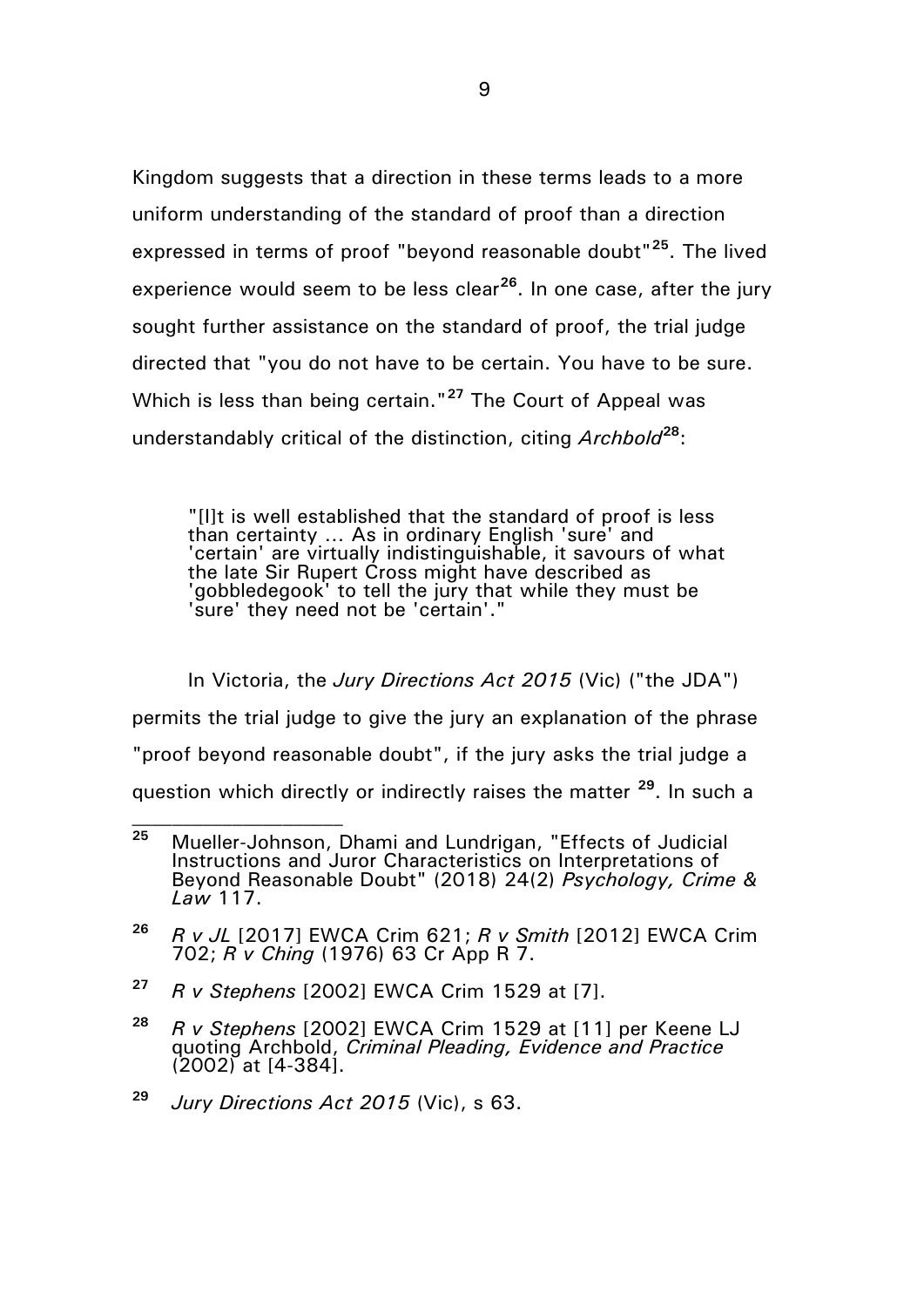Kingdom suggests that a direction in these terms leads to a more uniform understanding of the standard of proof than a direction expressed in terms of proof "beyond reasonable doubt"[25]. The lived experience would seem to be less clear[26]. In one case, after the jury sought further assistance on the standard of proof, the trial judge directed that "you do not have to be certain. You have to be sure. Which is less than being certain."[27] The Court of Appeal was understandably critical of the distinction, citing *Archbold*[28]:

> "[I]t is well established that the standard of proof is less than certainty ... As in ordinary English 'sure' and 'certain' are virtually indistinguishable, it savours of what the late Sir Rupert Cross might have described as 'gobbledegook' to tell the jury that while they must be 'sure' they need not be 'certain'."

In Victoria, the *Jury Directions Act 2015* (Vic) ("the JDA") permits the trial judge to give the jury an explanation of the phrase "proof beyond reasonable doubt", if the jury asks the trial judge a question which directly or indirectly raises the matter [29]. In such a

---

[25] Mueller-Johnson, Dhami and Lundrigan, "Effects of Judicial Instructions and Juror Characteristics on Interpretations of Beyond Reasonable Doubt" (2018) 24(2) *Psychology, Crime & Law* 117.

[26] *R v JL* [2017] EWCA Crim 621; *R v Smith* [2012] EWCA Crim 702; *R v Ching* (1976) 63 Cr App R 7.

[27] *R v Stephens* [2002] EWCA Crim 1529 at [7].

[28] *R v Stephens* [2002] EWCA Crim 1529 at [11] per Keene LJ quoting Archbold, *Criminal Pleading, Evidence and Practice* (2002) at [4-384].

[29] *Jury Directions Act 2015* (Vic), s 63.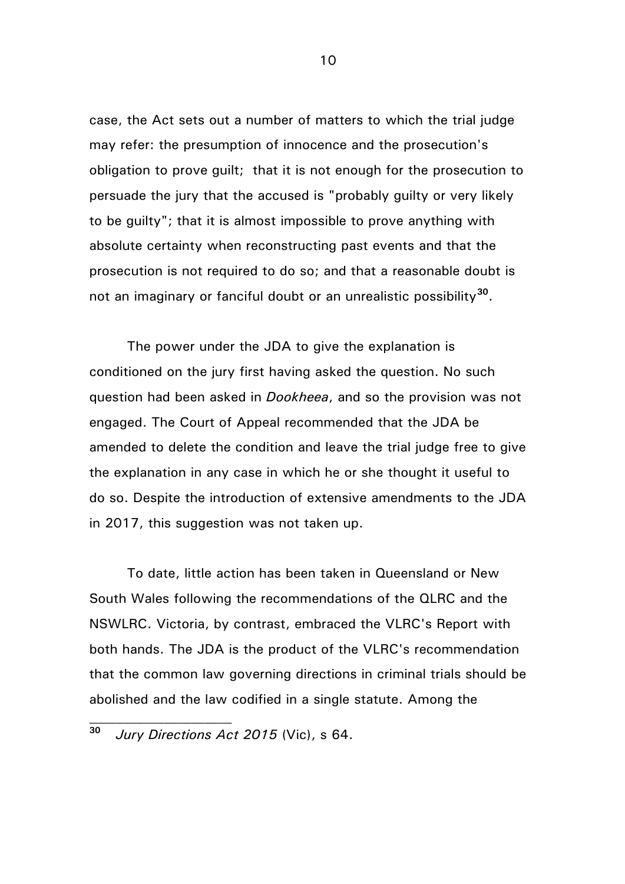case, the Act sets out a number of matters to which the trial judge may refer: the presumption of innocence and the prosecution's obligation to prove guilt; that it is not enough for the prosecution to persuade the jury that the accused is "probably guilty or very likely to be guilty"; that it is almost impossible to prove anything with absolute certainty when reconstructing past events and that the prosecution is not required to do so; and that a reasonable doubt is not an imaginary or fanciful doubt or an unrealistic possibility[30].

The power under the JDA to give the explanation is conditioned on the jury first having asked the question. No such question had been asked in *Dookheea*, and so the provision was not engaged. The Court of Appeal recommended that the JDA be amended to delete the condition and leave the trial judge free to give the explanation in any case in which he or she thought it useful to do so. Despite the introduction of extensive amendments to the JDA in 2017, this suggestion was not taken up.

To date, little action has been taken in Queensland or New South Wales following the recommendations of the QLRC and the NSWLRC. Victoria, by contrast, embraced the VLRC's Report with both hands. The JDA is the product of the VLRC's recommendation that the common law governing directions in criminal trials should be abolished and the law codified in a single statute. Among the

---

[30] *Jury Directions Act 2015* (Vic), s 64.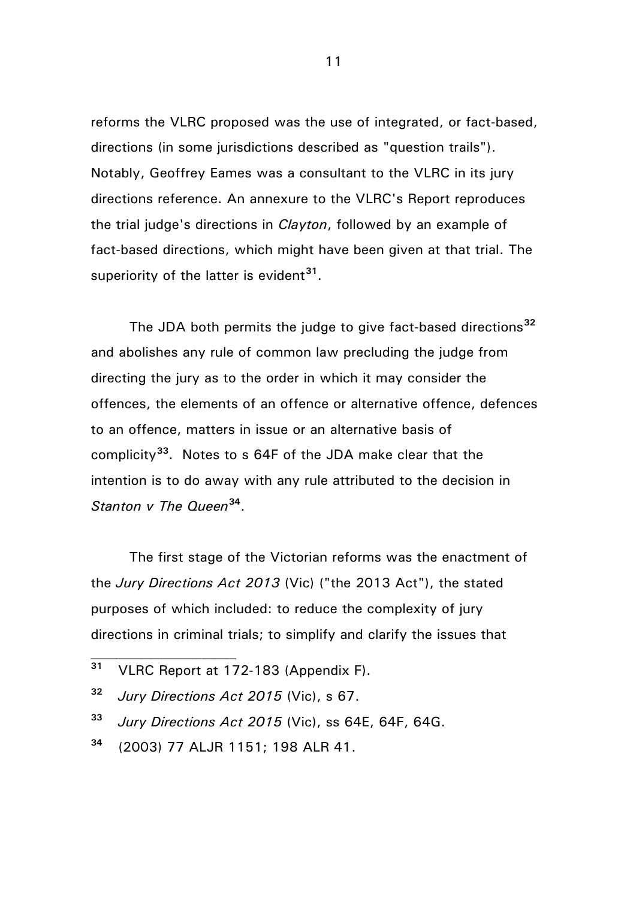reforms the VLRC proposed was the use of integrated, or fact-based, directions (in some jurisdictions described as "question trails"). Notably, Geoffrey Eames was a consultant to the VLRC in its jury directions reference. An annexure to the VLRC's Report reproduces the trial judge's directions in *Clayton*, followed by an example of fact-based directions, which might have been given at that trial. The superiority of the latter is evident[31].

The JDA both permits the judge to give fact-based directions[32] and abolishes any rule of common law precluding the judge from directing the jury as to the order in which it may consider the offences, the elements of an offence or alternative offence, defences to an offence, matters in issue or an alternative basis of complicity[33]. Notes to s 64F of the JDA make clear that the intention is to do away with any rule attributed to the decision in *Stanton v The Queen*[34].

The first stage of the Victorian reforms was the enactment of the *Jury Directions Act 2013* (Vic) ("the 2013 Act"), the stated purposes of which included: to reduce the complexity of jury directions in criminal trials; to simplify and clarify the issues that

---

[31] VLRC Report at 172-183 (Appendix F).

[32] *Jury Directions Act 2015* (Vic), s 67.

[33] *Jury Directions Act 2015* (Vic), ss 64E, 64F, 64G.

[34] (2003) 77 ALJR 1151; 198 ALR 41.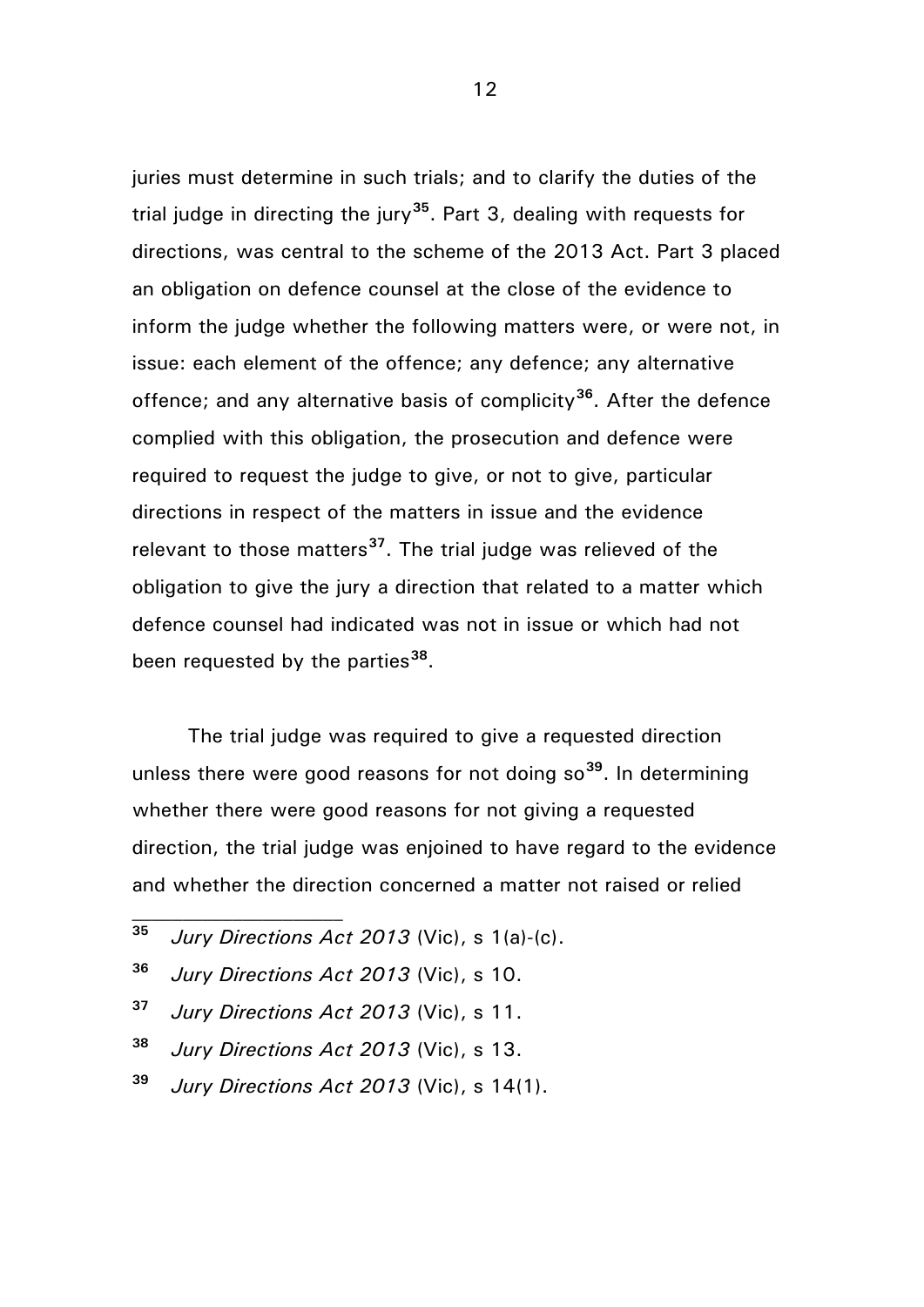juries must determine in such trials; and to clarify the duties of the trial judge in directing the jury[35]. Part 3, dealing with requests for directions, was central to the scheme of the 2013 Act. Part 3 placed an obligation on defence counsel at the close of the evidence to inform the judge whether the following matters were, or were not, in issue: each element of the offence; any defence; any alternative offence; and any alternative basis of complicity[36]. After the defence complied with this obligation, the prosecution and defence were required to request the judge to give, or not to give, particular directions in respect of the matters in issue and the evidence relevant to those matters[37]. The trial judge was relieved of the obligation to give the jury a direction that related to a matter which defence counsel had indicated was not in issue or which had not been requested by the parties[38].

The trial judge was required to give a requested direction unless there were good reasons for not doing so[39]. In determining whether there were good reasons for not giving a requested direction, the trial judge was enjoined to have regard to the evidence and whether the direction concerned a matter not raised or relied

---

[35] *Jury Directions Act 2013* (Vic), s 1(a)-(c).

[36] *Jury Directions Act 2013* (Vic), s 10.

[37] *Jury Directions Act 2013* (Vic), s 11.

[38] *Jury Directions Act 2013* (Vic), s 13.

[39] *Jury Directions Act 2013* (Vic), s 14(1).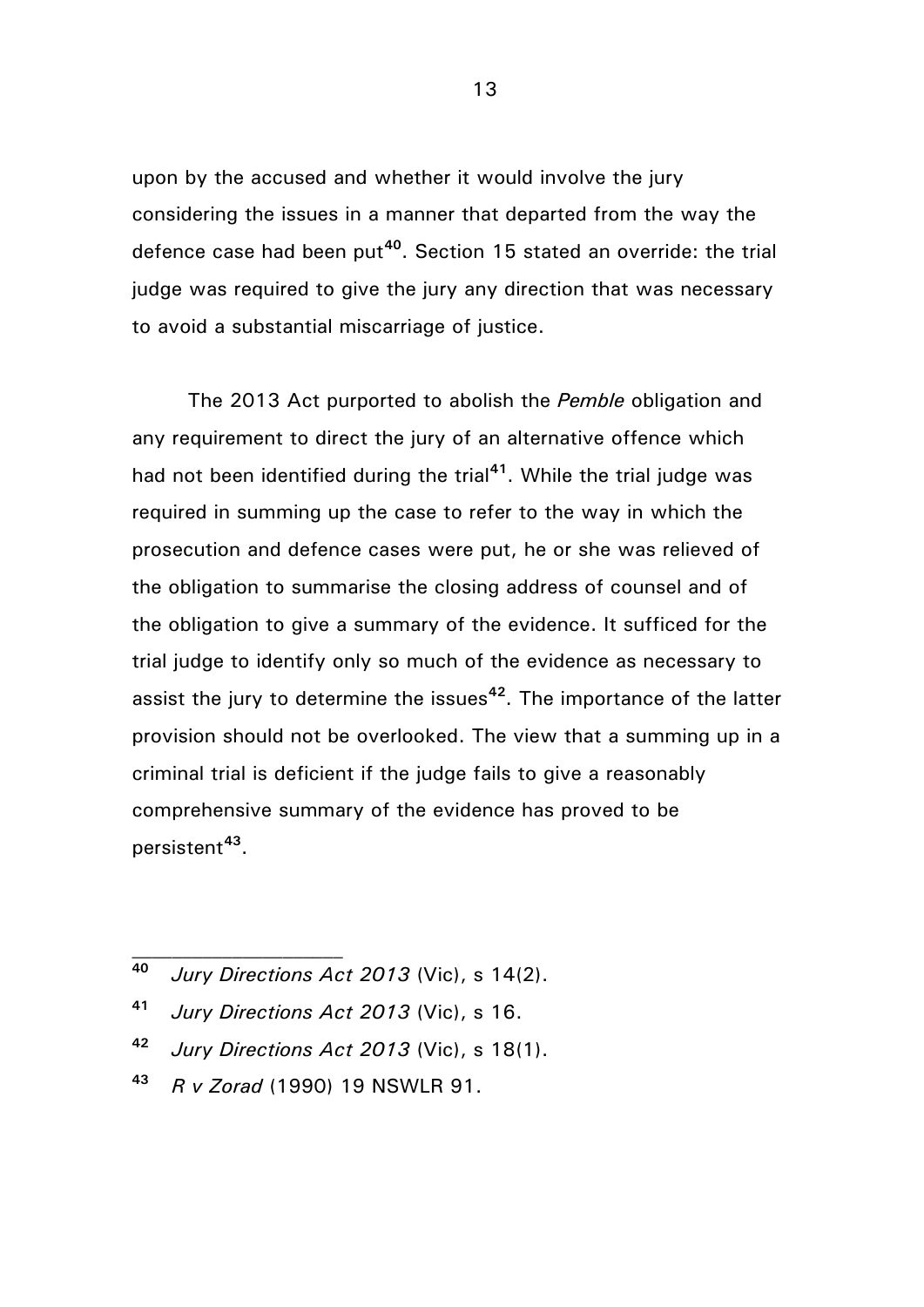upon by the accused and whether it would involve the jury considering the issues in a manner that departed from the way the defence case had been put[40]. Section 15 stated an override: the trial judge was required to give the jury any direction that was necessary to avoid a substantial miscarriage of justice.

The 2013 Act purported to abolish the *Pemble* obligation and any requirement to direct the jury of an alternative offence which had not been identified during the trial[41]. While the trial judge was required in summing up the case to refer to the way in which the prosecution and defence cases were put, he or she was relieved of the obligation to summarise the closing address of counsel and of the obligation to give a summary of the evidence. It sufficed for the trial judge to identify only so much of the evidence as necessary to assist the jury to determine the issues[42]. The importance of the latter provision should not be overlooked. The view that a summing up in a criminal trial is deficient if the judge fails to give a reasonably comprehensive summary of the evidence has proved to be persistent[43].

---

[40] *Jury Directions Act 2013* (Vic), s 14(2).

[41] *Jury Directions Act 2013* (Vic), s 16.

[42] *Jury Directions Act 2013* (Vic), s 18(1).

[43] *R v Zorad* (1990) 19 NSWLR 91.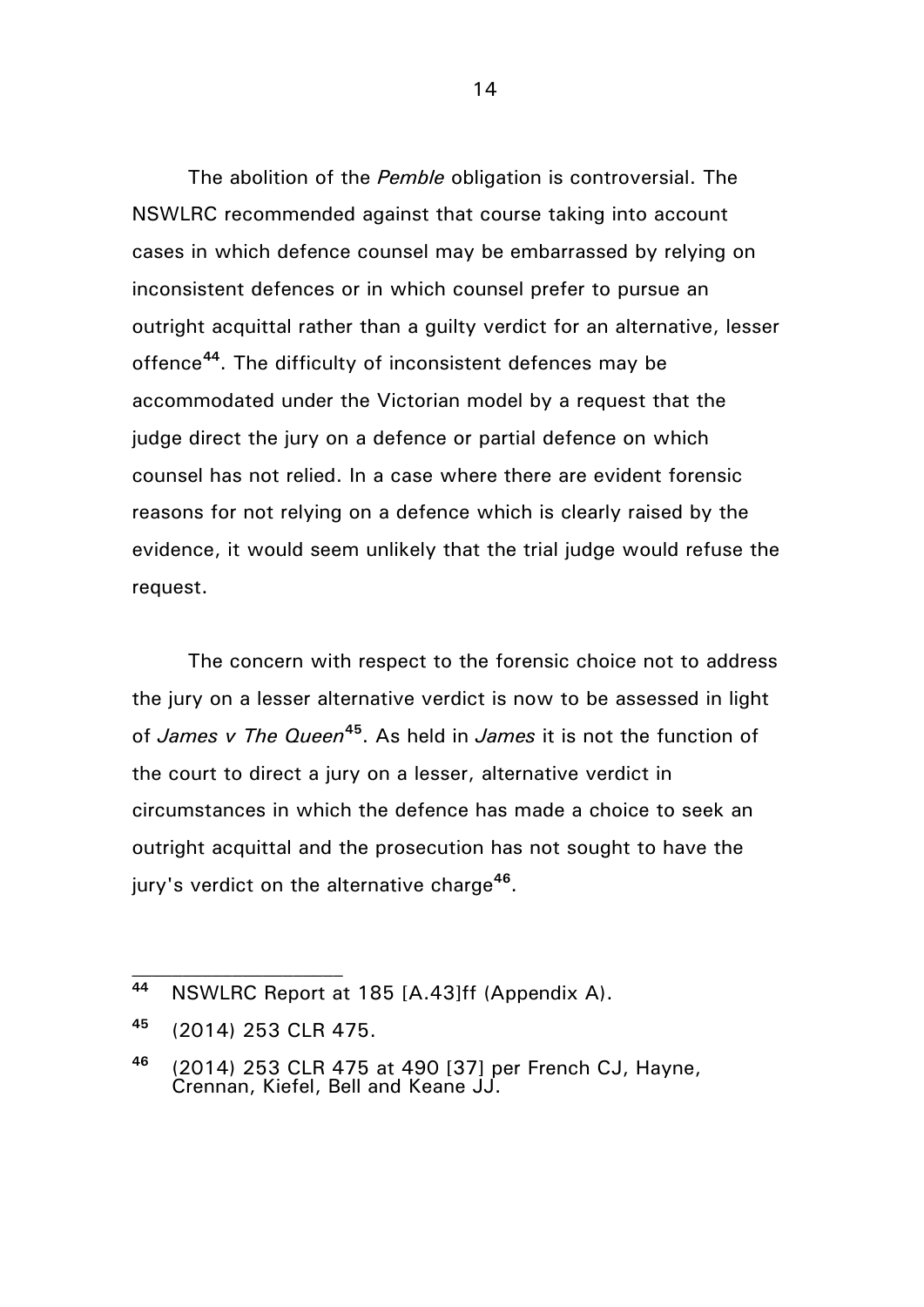The abolition of the *Pemble* obligation is controversial. The NSWLRC recommended against that course taking into account cases in which defence counsel may be embarrassed by relying on inconsistent defences or in which counsel prefer to pursue an outright acquittal rather than a guilty verdict for an alternative, lesser offence[44]. The difficulty of inconsistent defences may be accommodated under the Victorian model by a request that the judge direct the jury on a defence or partial defence on which counsel has not relied. In a case where there are evident forensic reasons for not relying on a defence which is clearly raised by the evidence, it would seem unlikely that the trial judge would refuse the request.

The concern with respect to the forensic choice not to address the jury on a lesser alternative verdict is now to be assessed in light of *James v The Queen*[45]. As held in *James* it is not the function of the court to direct a jury on a lesser, alternative verdict in circumstances in which the defence has made a choice to seek an outright acquittal and the prosecution has not sought to have the jury's verdict on the alternative charge[46].

---

[44] NSWLRC Report at 185 [A.43]ff (Appendix A).

[45] (2014) 253 CLR 475.

[46] (2014) 253 CLR 475 at 490 [37] per French CJ, Hayne, Crennan, Kiefel, Bell and Keane JJ.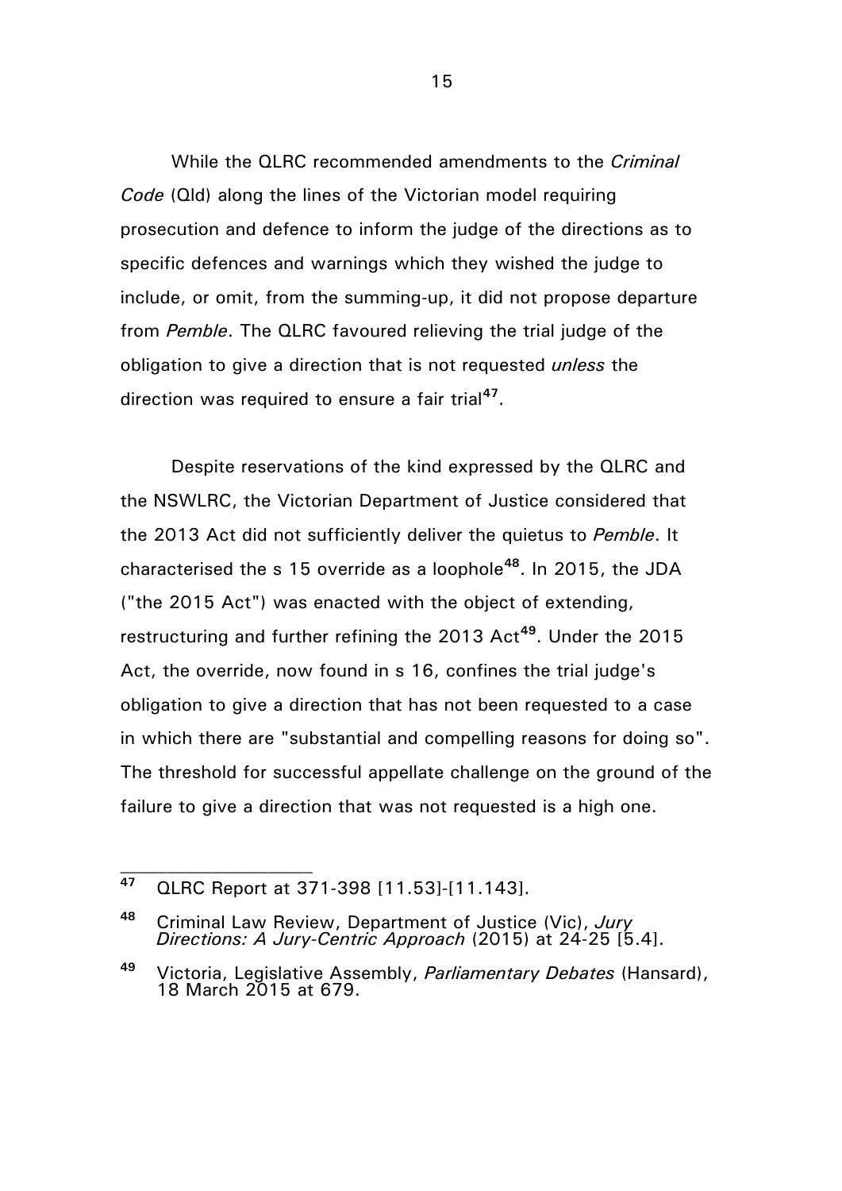While the QLRC recommended amendments to the *Criminal Code* (Qld) along the lines of the Victorian model requiring prosecution and defence to inform the judge of the directions as to specific defences and warnings which they wished the judge to include, or omit, from the summing-up, it did not propose departure from *Pemble*. The QLRC favoured relieving the trial judge of the obligation to give a direction that is not requested *unless* the direction was required to ensure a fair trial[47].

Despite reservations of the kind expressed by the QLRC and the NSWLRC, the Victorian Department of Justice considered that the 2013 Act did not sufficiently deliver the quietus to *Pemble*. It characterised the s 15 override as a loophole[48]. In 2015, the JDA ("the 2015 Act") was enacted with the object of extending, restructuring and further refining the 2013 Act[49]. Under the 2015 Act, the override, now found in s 16, confines the trial judge's obligation to give a direction that has not been requested to a case in which there are "substantial and compelling reasons for doing so". The threshold for successful appellate challenge on the ground of the failure to give a direction that was not requested is a high one.

---

[47] QLRC Report at 371-398 [11.53]-[11.143].

[48] Criminal Law Review, Department of Justice (Vic), *Jury Directions: A Jury-Centric Approach* (2015) at 24-25 [5.4].

[49] Victoria, Legislative Assembly, *Parliamentary Debates* (Hansard), 18 March 2015 at 679.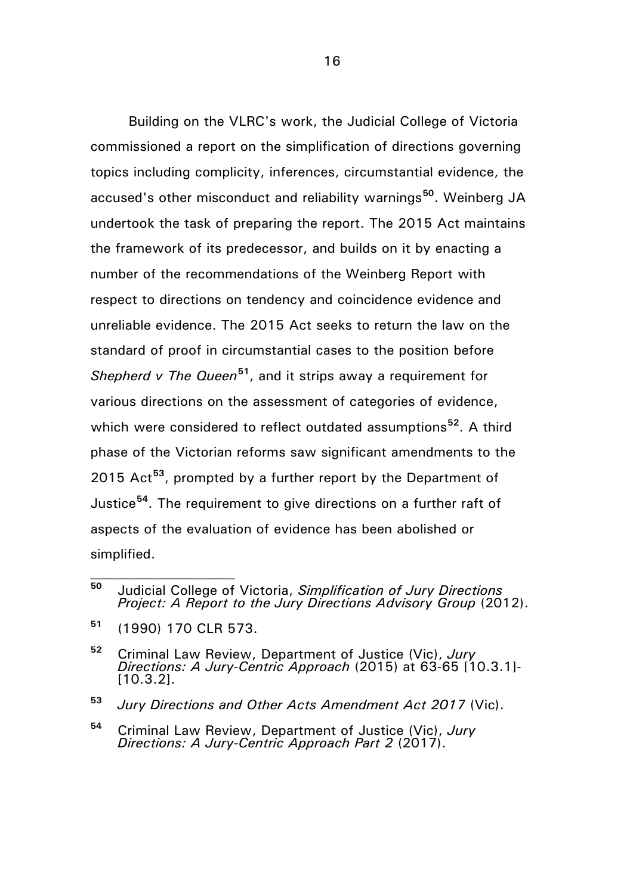Building on the VLRC's work, the Judicial College of Victoria commissioned a report on the simplification of directions governing topics including complicity, inferences, circumstantial evidence, the accused's other misconduct and reliability warnings[50]. Weinberg JA undertook the task of preparing the report. The 2015 Act maintains the framework of its predecessor, and builds on it by enacting a number of the recommendations of the Weinberg Report with respect to directions on tendency and coincidence evidence and unreliable evidence. The 2015 Act seeks to return the law on the standard of proof in circumstantial cases to the position before *Shepherd v The Queen*[51], and it strips away a requirement for various directions on the assessment of categories of evidence, which were considered to reflect outdated assumptions[52]. A third phase of the Victorian reforms saw significant amendments to the 2015 Act[53], prompted by a further report by the Department of Justice[54]. The requirement to give directions on a further raft of aspects of the evaluation of evidence has been abolished or simplified.

---

[50] Judicial College of Victoria, *Simplification of Jury Directions Project: A Report to the Jury Directions Advisory Group* (2012).

[51] (1990) 170 CLR 573.

[52] Criminal Law Review, Department of Justice (Vic), *Jury Directions: A Jury-Centric Approach* (2015) at 63-65 [10.3.1]-[10.3.2].

[53] *Jury Directions and Other Acts Amendment Act 2017* (Vic).

[54] Criminal Law Review, Department of Justice (Vic), *Jury Directions: A Jury-Centric Approach Part 2* (2017).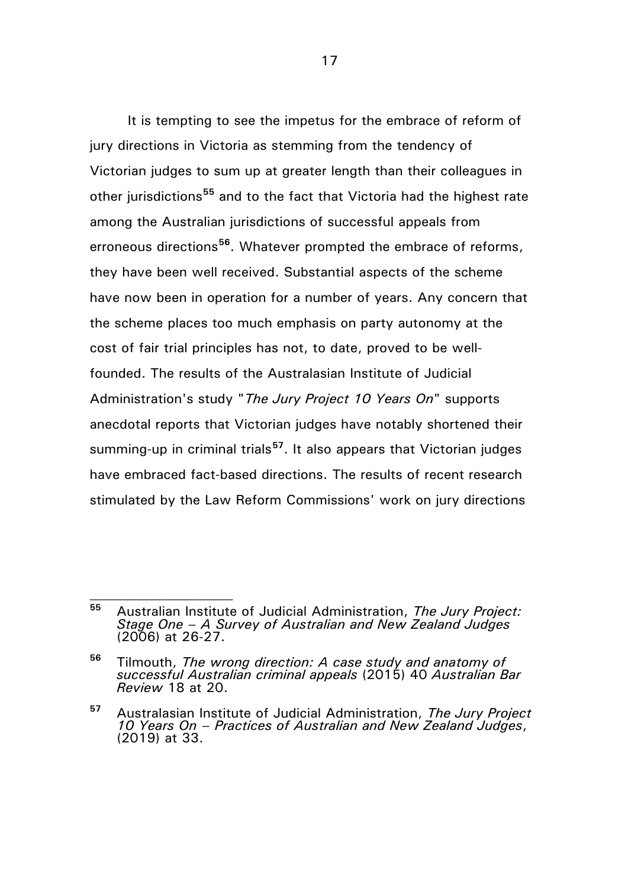It is tempting to see the impetus for the embrace of reform of jury directions in Victoria as stemming from the tendency of Victorian judges to sum up at greater length than their colleagues in other jurisdictions[55] and to the fact that Victoria had the highest rate among the Australian jurisdictions of successful appeals from erroneous directions[56]. Whatever prompted the embrace of reforms, they have been well received. Substantial aspects of the scheme have now been in operation for a number of years. Any concern that the scheme places too much emphasis on party autonomy at the cost of fair trial principles has not, to date, proved to be well-founded. The results of the Australasian Institute of Judicial Administration's study "*The Jury Project 10 Years On*" supports anecdotal reports that Victorian judges have notably shortened their summing-up in criminal trials[57]. It also appears that Victorian judges have embraced fact-based directions. The results of recent research stimulated by the Law Reform Commissions' work on jury directions

---

[55] Australian Institute of Judicial Administration, *The Jury Project: Stage One – A Survey of Australian and New Zealand Judges* (2006) at 26-27.

[56] Tilmouth, *The wrong direction: A case study and anatomy of successful Australian criminal appeals* (2015) 40 *Australian Bar Review* 18 at 20.

[57] Australasian Institute of Judicial Administration, *The Jury Project 10 Years On – Practices of Australian and New Zealand Judges*, (2019) at 33.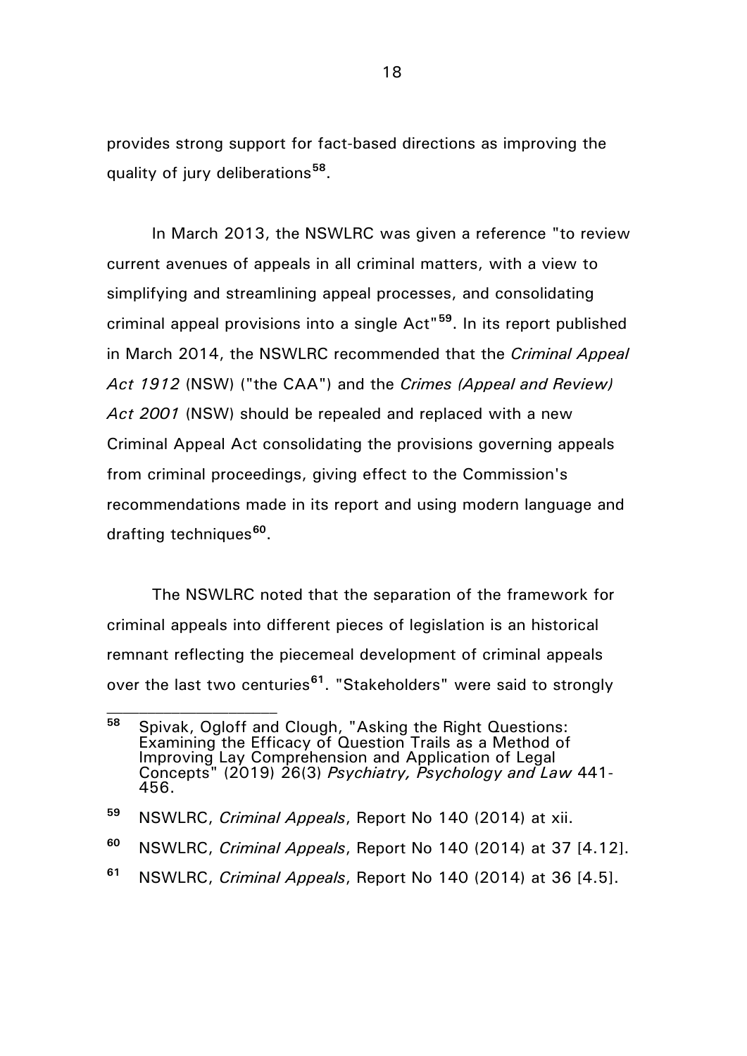provides strong support for fact-based directions as improving the quality of jury deliberations[58].

In March 2013, the NSWLRC was given a reference "to review current avenues of appeals in all criminal matters, with a view to simplifying and streamlining appeal processes, and consolidating criminal appeal provisions into a single Act"[59]. In its report published in March 2014, the NSWLRC recommended that the *Criminal Appeal Act 1912* (NSW) ("the CAA") and the *Crimes (Appeal and Review) Act 2001* (NSW) should be repealed and replaced with a new Criminal Appeal Act consolidating the provisions governing appeals from criminal proceedings, giving effect to the Commission's recommendations made in its report and using modern language and drafting techniques[60].

The NSWLRC noted that the separation of the framework for criminal appeals into different pieces of legislation is an historical remnant reflecting the piecemeal development of criminal appeals over the last two centuries[61]. "Stakeholders" were said to strongly

---

[58] Spivak, Ogloff and Clough, "Asking the Right Questions: Examining the Efficacy of Question Trails as a Method of Improving Lay Comprehension and Application of Legal Concepts" (2019) 26(3) *Psychiatry, Psychology and Law* 441-456.

[59] NSWLRC, *Criminal Appeals*, Report No 140 (2014) at xii.

[60] NSWLRC, *Criminal Appeals*, Report No 140 (2014) at 37 [4.12].

[61] NSWLRC, *Criminal Appeals*, Report No 140 (2014) at 36 [4.5].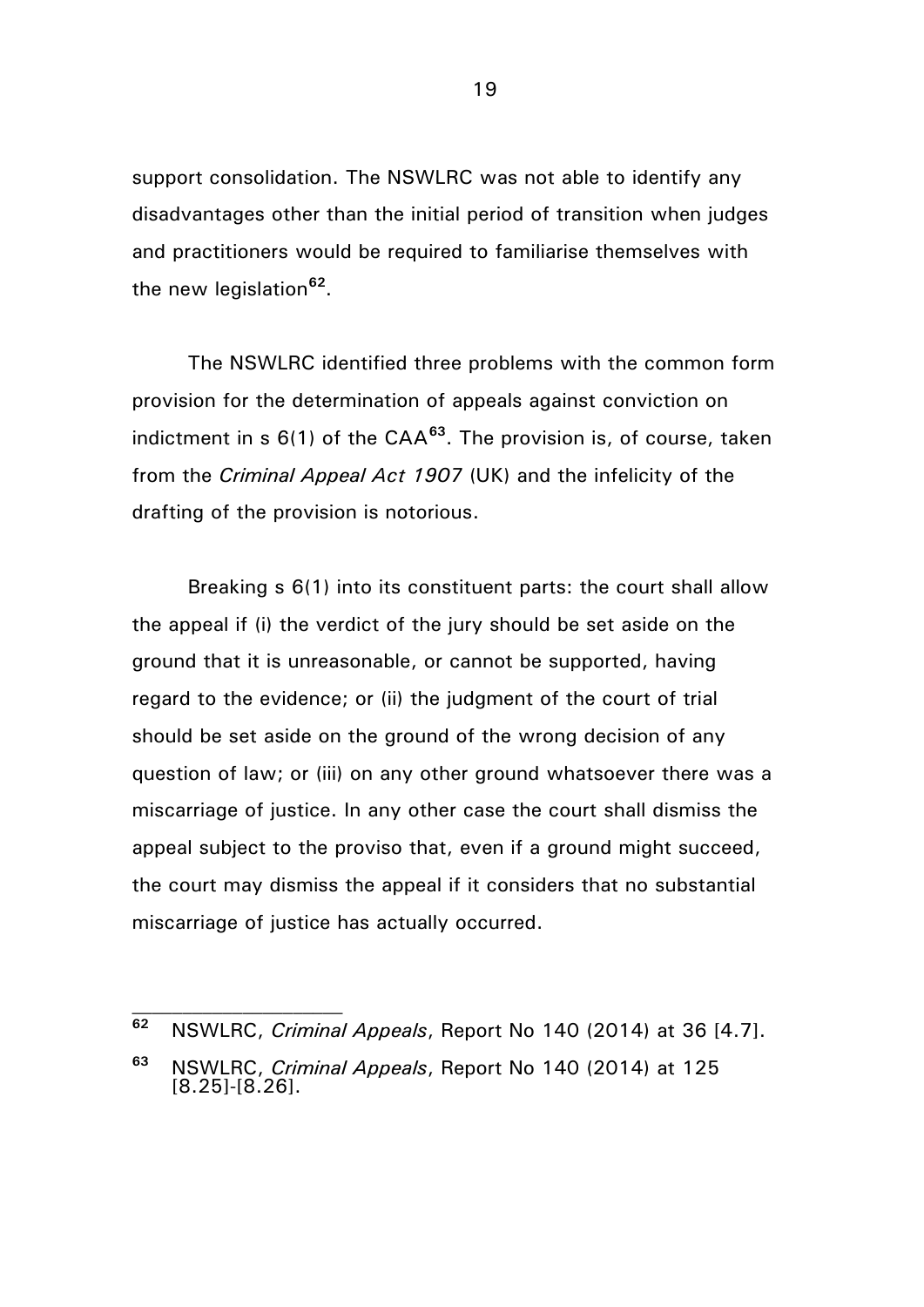support consolidation. The NSWLRC was not able to identify any disadvantages other than the initial period of transition when judges and practitioners would be required to familiarise themselves with the new legislation[62].

The NSWLRC identified three problems with the common form provision for the determination of appeals against conviction on indictment in s 6(1) of the CAA[63]. The provision is, of course, taken from the *Criminal Appeal Act 1907* (UK) and the infelicity of the drafting of the provision is notorious.

Breaking s 6(1) into its constituent parts: the court shall allow the appeal if (i) the verdict of the jury should be set aside on the ground that it is unreasonable, or cannot be supported, having regard to the evidence; or (ii) the judgment of the court of trial should be set aside on the ground of the wrong decision of any question of law; or (iii) on any other ground whatsoever there was a miscarriage of justice. In any other case the court shall dismiss the appeal subject to the proviso that, even if a ground might succeed, the court may dismiss the appeal if it considers that no substantial miscarriage of justice has actually occurred.

---

[62] NSWLRC, *Criminal Appeals*, Report No 140 (2014) at 36 [4.7].

[63] NSWLRC, *Criminal Appeals*, Report No 140 (2014) at 125 [8.25]-[8.26].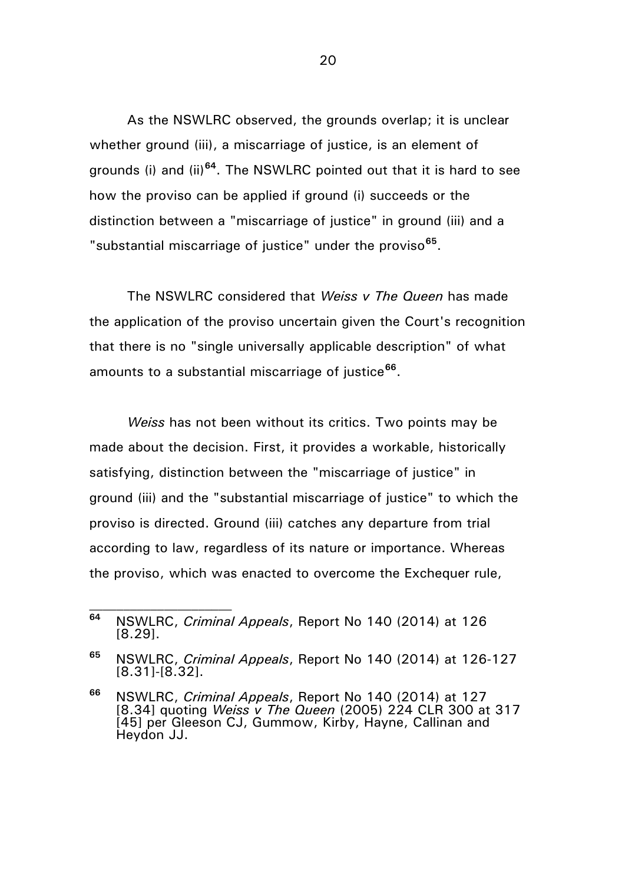As the NSWLRC observed, the grounds overlap; it is unclear whether ground (iii), a miscarriage of justice, is an element of grounds (i) and (ii)[64]. The NSWLRC pointed out that it is hard to see how the proviso can be applied if ground (i) succeeds or the distinction between a "miscarriage of justice" in ground (iii) and a "substantial miscarriage of justice" under the proviso[65].

The NSWLRC considered that *Weiss v The Queen* has made the application of the proviso uncertain given the Court's recognition that there is no "single universally applicable description" of what amounts to a substantial miscarriage of justice[66].

*Weiss* has not been without its critics. Two points may be made about the decision. First, it provides a workable, historically satisfying, distinction between the "miscarriage of justice" in ground (iii) and the "substantial miscarriage of justice" to which the proviso is directed. Ground (iii) catches any departure from trial according to law, regardless of its nature or importance. Whereas the proviso, which was enacted to overcome the Exchequer rule,

---

[64] NSWLRC, *Criminal Appeals*, Report No 140 (2014) at 126 [8.29].

[65] NSWLRC, *Criminal Appeals*, Report No 140 (2014) at 126-127 [8.31]-[8.32].

[66] NSWLRC, *Criminal Appeals*, Report No 140 (2014) at 127 [8.34] quoting *Weiss v The Queen* (2005) 224 CLR 300 at 317 [45] per Gleeson CJ, Gummow, Kirby, Hayne, Callinan and Heydon JJ.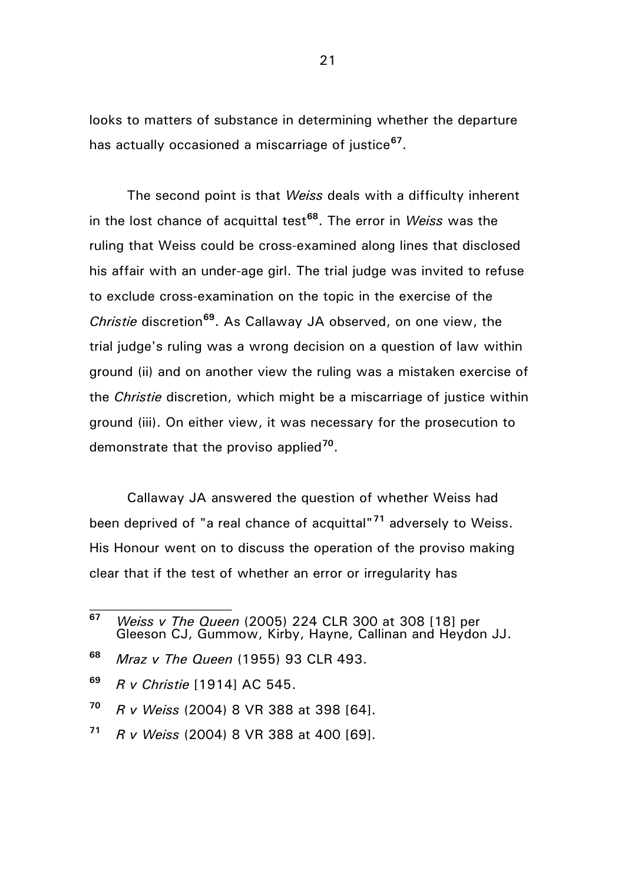looks to matters of substance in determining whether the departure has actually occasioned a miscarriage of justice[67].

The second point is that *Weiss* deals with a difficulty inherent in the lost chance of acquittal test[68]. The error in *Weiss* was the ruling that Weiss could be cross-examined along lines that disclosed his affair with an under-age girl. The trial judge was invited to refuse to exclude cross-examination on the topic in the exercise of the *Christie* discretion[69]. As Callaway JA observed, on one view, the trial judge's ruling was a wrong decision on a question of law within ground (ii) and on another view the ruling was a mistaken exercise of the *Christie* discretion, which might be a miscarriage of justice within ground (iii). On either view, it was necessary for the prosecution to demonstrate that the proviso applied[70].

Callaway JA answered the question of whether Weiss had been deprived of "a real chance of acquittal"[71] adversely to Weiss. His Honour went on to discuss the operation of the proviso making clear that if the test of whether an error or irregularity has

---

[67] *Weiss v The Queen* (2005) 224 CLR 300 at 308 [18] per Gleeson CJ, Gummow, Kirby, Hayne, Callinan and Heydon JJ.

[68] *Mraz v The Queen* (1955) 93 CLR 493.

[69] *R v Christie* [1914] AC 545.

[70] *R v Weiss* (2004) 8 VR 388 at 398 [64].

[71] *R v Weiss* (2004) 8 VR 388 at 400 [69].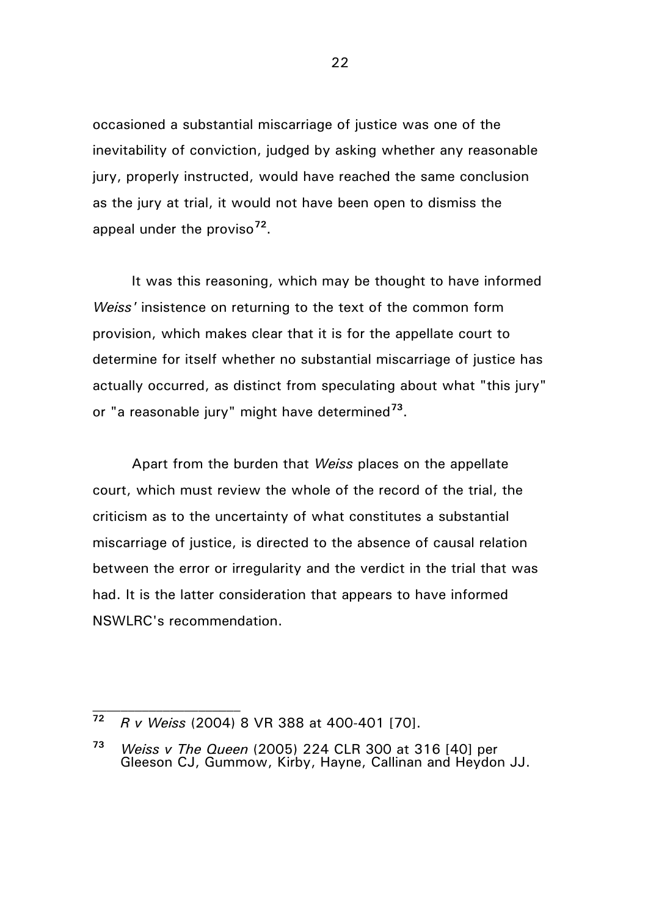occasioned a substantial miscarriage of justice was one of the inevitability of conviction, judged by asking whether any reasonable jury, properly instructed, would have reached the same conclusion as the jury at trial, it would not have been open to dismiss the appeal under the proviso[72].

It was this reasoning, which may be thought to have informed *Weiss'* insistence on returning to the text of the common form provision, which makes clear that it is for the appellate court to determine for itself whether no substantial miscarriage of justice has actually occurred, as distinct from speculating about what "this jury" or "a reasonable jury" might have determined[73].

Apart from the burden that *Weiss* places on the appellate court, which must review the whole of the record of the trial, the criticism as to the uncertainty of what constitutes a substantial miscarriage of justice, is directed to the absence of causal relation between the error or irregularity and the verdict in the trial that was had. It is the latter consideration that appears to have informed NSWLRC's recommendation.

---

[72] *R v Weiss* (2004) 8 VR 388 at 400-401 [70].

[73] *Weiss v The Queen* (2005) 224 CLR 300 at 316 [40] per Gleeson CJ, Gummow, Kirby, Hayne, Callinan and Heydon JJ.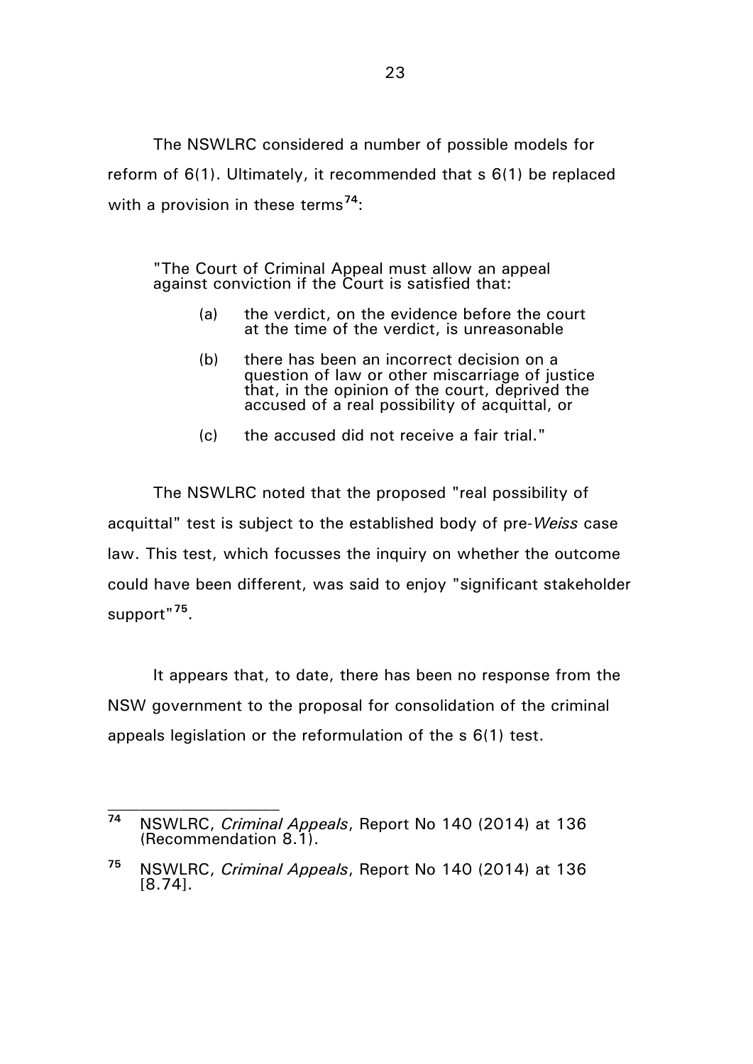The NSWLRC considered a number of possible models for reform of 6(1). Ultimately, it recommended that s 6(1) be replaced with a provision in these terms[74]:

> "The Court of Criminal Appeal must allow an appeal against conviction if the Court is satisfied that:
>
> (a) the verdict, on the evidence before the court at the time of the verdict, is unreasonable
>
> (b) there has been an incorrect decision on a question of law or other miscarriage of justice that, in the opinion of the court, deprived the accused of a real possibility of acquittal, or
>
> (c) the accused did not receive a fair trial."

The NSWLRC noted that the proposed "real possibility of acquittal" test is subject to the established body of pre-*Weiss* case law. This test, which focusses the inquiry on whether the outcome could have been different, was said to enjoy "significant stakeholder support"[75].

It appears that, to date, there has been no response from the NSW government to the proposal for consolidation of the criminal appeals legislation or the reformulation of the s 6(1) test.

---

[74] NSWLRC, *Criminal Appeals*, Report No 140 (2014) at 136 (Recommendation 8.1).

[75] NSWLRC, *Criminal Appeals*, Report No 140 (2014) at 136 [8.74].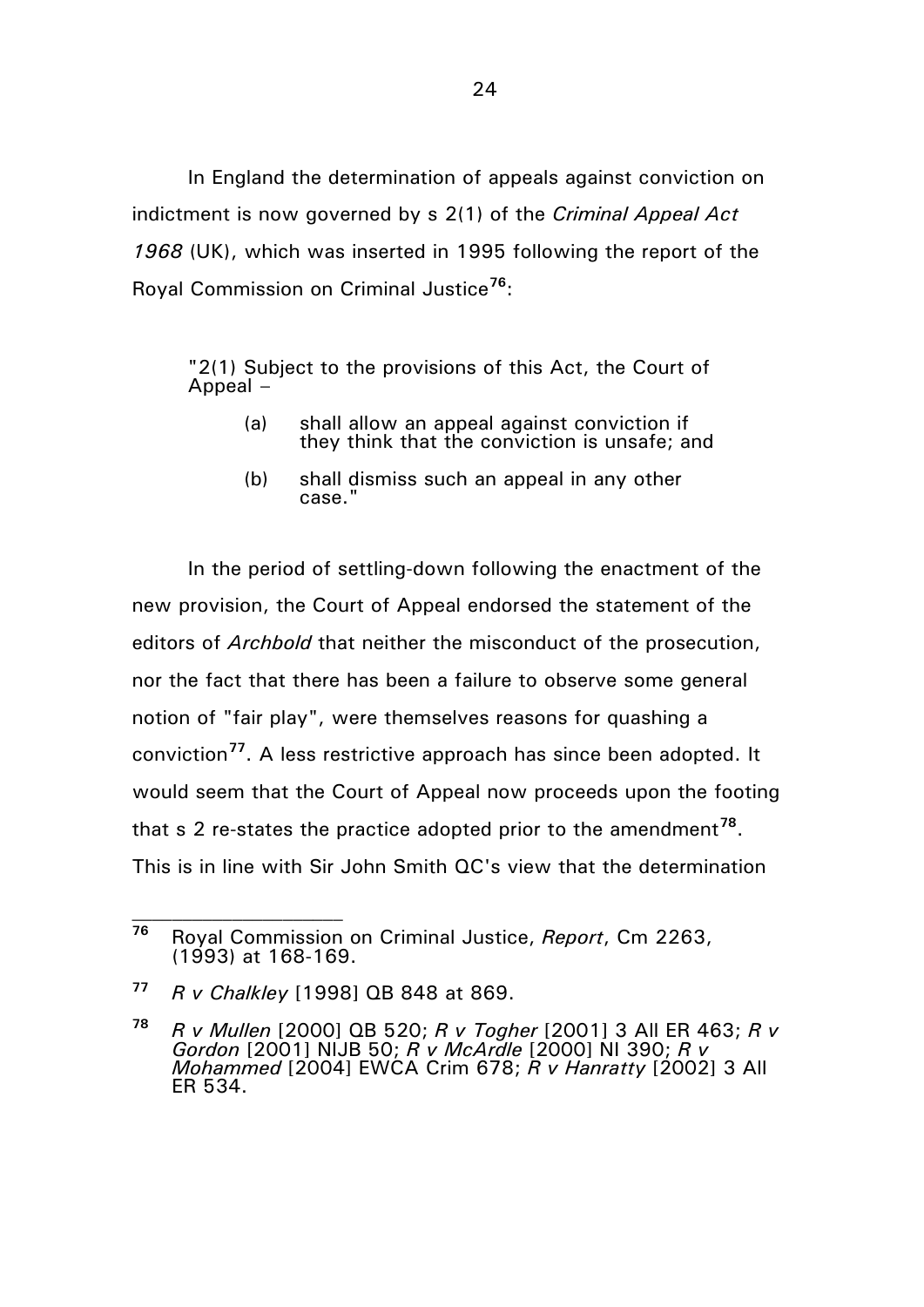In England the determination of appeals against conviction on indictment is now governed by s 2(1) of the *Criminal Appeal Act 1968* (UK), which was inserted in 1995 following the report of the Royal Commission on Criminal Justice[76]:

> "2(1) Subject to the provisions of this Act, the Court of Appeal –
>
> (a) shall allow an appeal against conviction if they think that the conviction is unsafe; and
>
> (b) shall dismiss such an appeal in any other case."

In the period of settling-down following the enactment of the new provision, the Court of Appeal endorsed the statement of the editors of *Archbold* that neither the misconduct of the prosecution, nor the fact that there has been a failure to observe some general notion of "fair play", were themselves reasons for quashing a conviction[77]. A less restrictive approach has since been adopted. It would seem that the Court of Appeal now proceeds upon the footing that s 2 re-states the practice adopted prior to the amendment[78]. This is in line with Sir John Smith QC's view that the determination

---

[76] Royal Commission on Criminal Justice, *Report*, Cm 2263, (1993) at 168-169.

[77] *R v Chalkley* [1998] QB 848 at 869.

[78] *R v Mullen* [2000] QB 520; *R v Togher* [2001] 3 All ER 463; *R v Gordon* [2001] NIJB 50; *R v McArdle* [2000] NI 390; *R v Mohammed* [2004] EWCA Crim 678; *R v Hanratty* [2002] 3 All ER 534.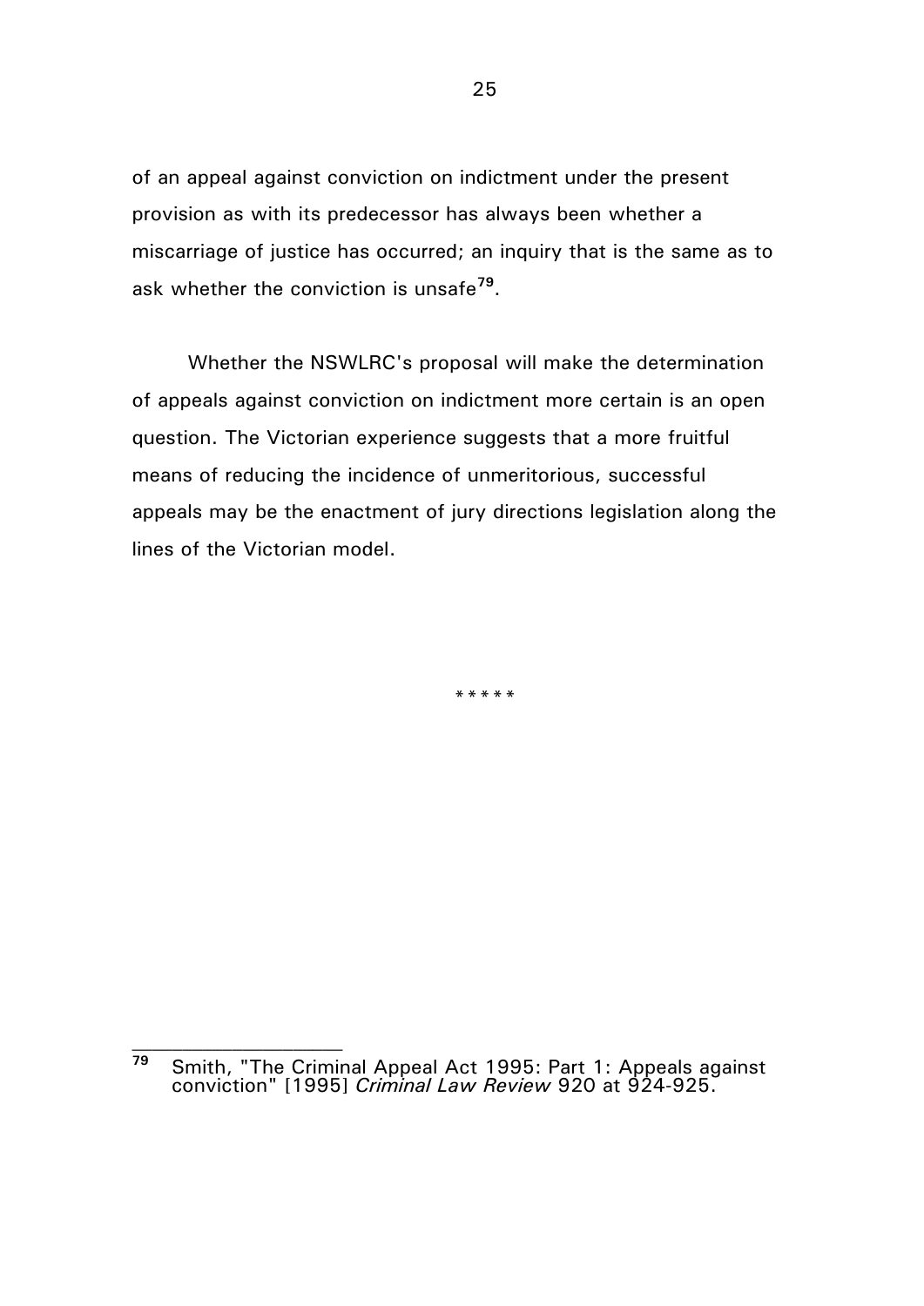of an appeal against conviction on indictment under the present provision as with its predecessor has always been whether a miscarriage of justice has occurred; an inquiry that is the same as to ask whether the conviction is unsafe[79].

Whether the NSWLRC's proposal will make the determination of appeals against conviction on indictment more certain is an open question. The Victorian experience suggests that a more fruitful means of reducing the incidence of unmeritorious, successful appeals may be the enactment of jury directions legislation along the lines of the Victorian model.

\* \* \* \* \*

---

[79] Smith, "The Criminal Appeal Act 1995: Part 1: Appeals against conviction" [1995] *Criminal Law Review* 920 at 924-925.